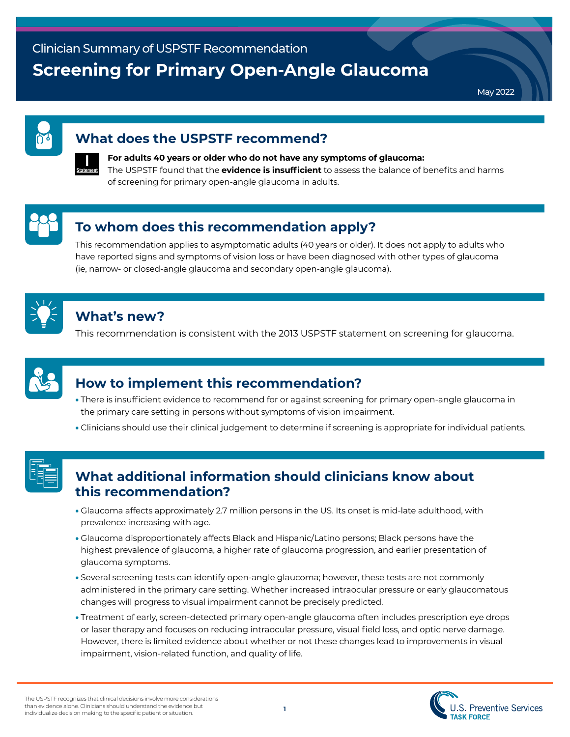Clinician Summary of USPSTF Recommendation

# Screening for Primary Open-Angle Glaucoma

May 2022

## What does the USPSTF recommend?

I Statement

**For adults 40 years or older who do not have any symptoms of glaucoma:**
The USPSTF found that the **evidence is insufficient** to assess the balance of benefits and harms of screening for primary open-angle glaucoma in adults.

## To whom does this recommendation apply?

This recommendation applies to asymptomatic adults (40 years or older). It does not apply to adults who have reported signs and symptoms of vision loss or have been diagnosed with other types of glaucoma (ie, narrow- or closed-angle glaucoma and secondary open-angle glaucoma).

## What's new?

This recommendation is consistent with the 2013 USPSTF statement on screening for glaucoma.

## How to implement this recommendation?

- There is insufficient evidence to recommend for or against screening for primary open-angle glaucoma in the primary care setting in persons without symptoms of vision impairment.
- Clinicians should use their clinical judgement to determine if screening is appropriate for individual patients.

## What additional information should clinicians know about this recommendation?

- Glaucoma affects approximately 2.7 million persons in the US. Its onset is mid-late adulthood, with prevalence increasing with age.
- Glaucoma disproportionately affects Black and Hispanic/Latino persons; Black persons have the highest prevalence of glaucoma, a higher rate of glaucoma progression, and earlier presentation of glaucoma symptoms.
- Several screening tests can identify open-angle glaucoma; however, these tests are not commonly administered in the primary care setting. Whether increased intraocular pressure or early glaucomatous changes will progress to visual impairment cannot be precisely predicted.
- Treatment of early, screen-detected primary open-angle glaucoma often includes prescription eye drops or laser therapy and focuses on reducing intraocular pressure, visual field loss, and optic nerve damage. However, there is limited evidence about whether or not these changes lead to improvements in visual impairment, vision-related function, and quality of life.

The USPSTF recognizes that clinical decisions involve more considerations than evidence alone. Clinicians should understand the evidence but individualize decision making to the specific patient or situation.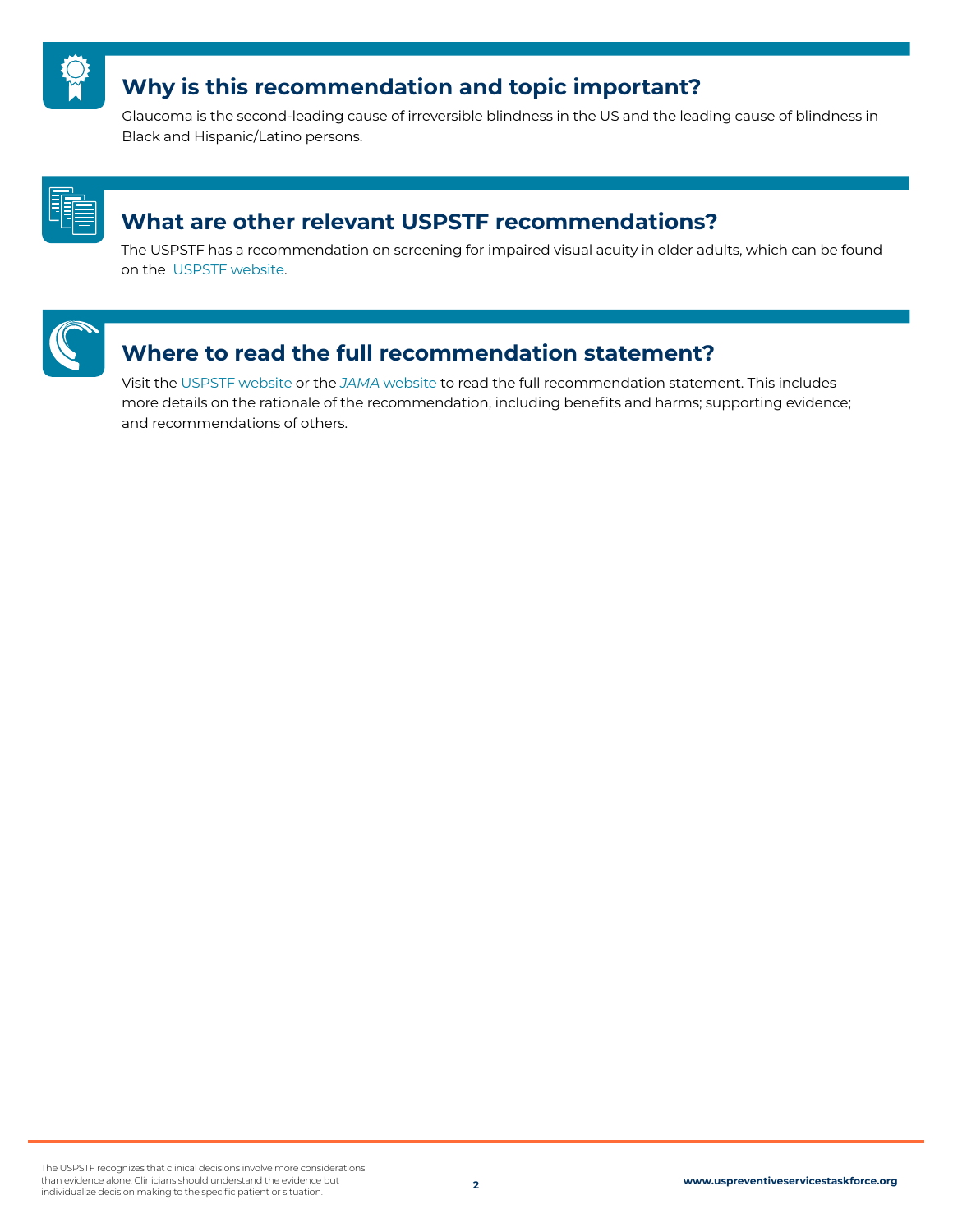## Why is this recommendation and topic important?

Glaucoma is the second-leading cause of irreversible blindness in the US and the leading cause of blindness in Black and Hispanic/Latino persons.

## What are other relevant USPSTF recommendations?

The USPSTF has a recommendation on screening for impaired visual acuity in older adults, which can be found on the USPSTF website.

## Where to read the full recommendation statement?

Visit the USPSTF website or the *JAMA* website to read the full recommendation statement. This includes more details on the rationale of the recommendation, including benefits and harms; supporting evidence; and recommendations of others.

The USPSTF recognizes that clinical decisions involve more considerations than evidence alone. Clinicians should understand the evidence but individualize decision making to the specific patient or situation.